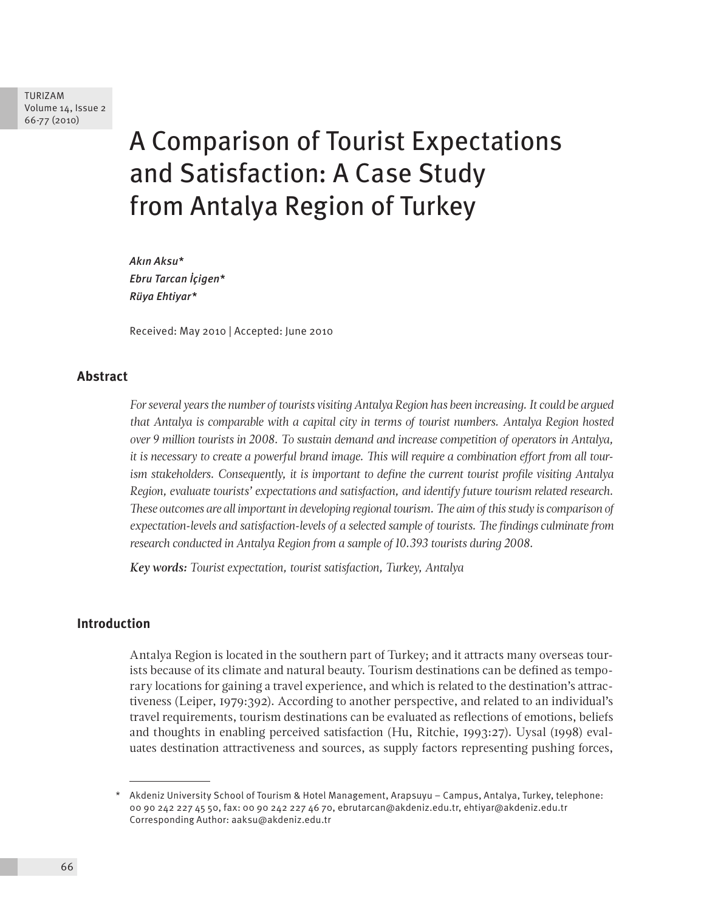# A Comparison of Tourist Expectations and Satisfaction: A Case Study from Antalya Region of Turkey

*Akın Aksu\**
*Ebru Tarcan İçigen\**
*Rüya Ehtiyar\**

Received: May 2010 | Accepted: June 2010

## Abstract

*For several years the number of tourists visiting Antalya Region has been increasing. It could be argued that Antalya is comparable with a capital city in terms of tourist numbers. Antalya Region hosted over 9 million tourists in 2008. To sustain demand and increase competition of operators in Antalya, it is necessary to create a powerful brand image. This will require a combination effort from all tourism stakeholders. Consequently, it is important to define the current tourist profile visiting Antalya Region, evaluate tourists' expectations and satisfaction, and identify future tourism related research. These outcomes are all important in developing regional tourism. The aim of this study is comparison of expectation-levels and satisfaction-levels of a selected sample of tourists. The findings culminate from research conducted in Antalya Region from a sample of 10.393 tourists during 2008.*

***Key words:*** *Tourist expectation, tourist satisfaction, Turkey, Antalya*

## Introduction

Antalya Region is located in the southern part of Turkey; and it attracts many overseas tourists because of its climate and natural beauty. Tourism destinations can be defined as temporary locations for gaining a travel experience, and which is related to the destination's attractiveness (Leiper, 1979:392). According to another perspective, and related to an individual's travel requirements, tourism destinations can be evaluated as reflections of emotions, beliefs and thoughts in enabling perceived satisfaction (Hu, Ritchie, 1993:27). Uysal (1998) evaluates destination attractiveness and sources, as supply factors representing pushing forces,

---

\* Akdeniz University School of Tourism & Hotel Management, Arapsuyu – Campus, Antalya, Turkey, telephone: 00 90 242 227 45 50, fax: 00 90 242 227 46 70, ebrutarcan@akdeniz.edu.tr, ehtiyar@akdeniz.edu.tr
Corresponding Author: aaksu@akdeniz.edu.tr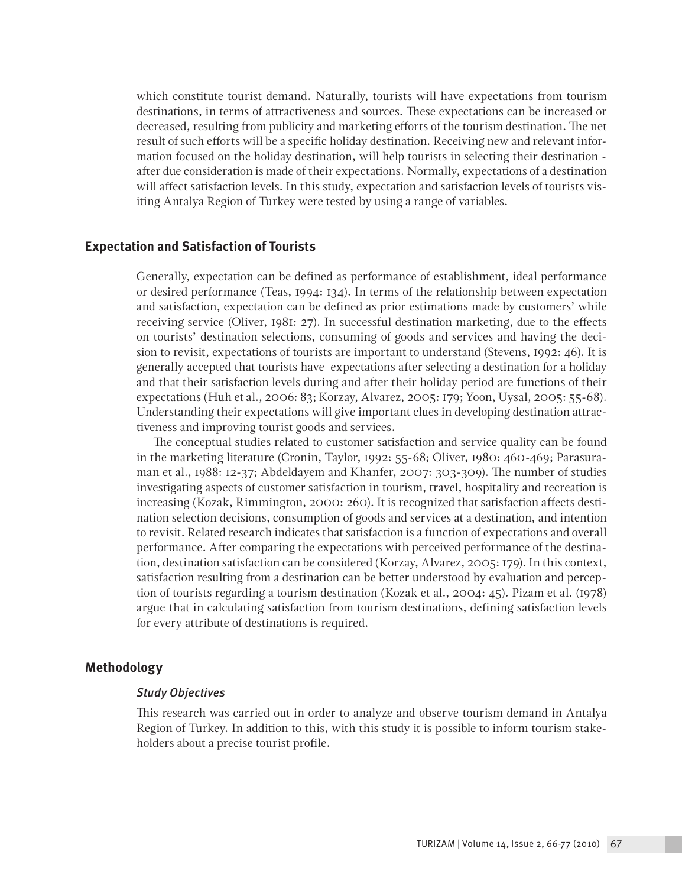which constitute tourist demand. Naturally, tourists will have expectations from tourism destinations, in terms of attractiveness and sources. These expectations can be increased or decreased, resulting from publicity and marketing efforts of the tourism destination. The net result of such efforts will be a specific holiday destination. Receiving new and relevant information focused on the holiday destination, will help tourists in selecting their destination - after due consideration is made of their expectations. Normally, expectations of a destination will affect satisfaction levels. In this study, expectation and satisfaction levels of tourists visiting Antalya Region of Turkey were tested by using a range of variables.

## Expectation and Satisfaction of Tourists

Generally, expectation can be defined as performance of establishment, ideal performance or desired performance (Teas, 1994: 134). In terms of the relationship between expectation and satisfaction, expectation can be defined as prior estimations made by customers' while receiving service (Oliver, 1981: 27). In successful destination marketing, due to the effects on tourists' destination selections, consuming of goods and services and having the decision to revisit, expectations of tourists are important to understand (Stevens, 1992: 46). It is generally accepted that tourists have expectations after selecting a destination for a holiday and that their satisfaction levels during and after their holiday period are functions of their expectations (Huh et al., 2006: 83; Korzay, Alvarez, 2005: 179; Yoon, Uysal, 2005: 55-68). Understanding their expectations will give important clues in developing destination attractiveness and improving tourist goods and services.

The conceptual studies related to customer satisfaction and service quality can be found in the marketing literature (Cronin, Taylor, 1992: 55-68; Oliver, 1980: 460-469; Parasuraman et al., 1988: 12-37; Abdeldayem and Khanfer, 2007: 303-309). The number of studies investigating aspects of customer satisfaction in tourism, travel, hospitality and recreation is increasing (Kozak, Rimmington, 2000: 260). It is recognized that satisfaction affects destination selection decisions, consumption of goods and services at a destination, and intention to revisit. Related research indicates that satisfaction is a function of expectations and overall performance. After comparing the expectations with perceived performance of the destination, destination satisfaction can be considered (Korzay, Alvarez, 2005: 179). In this context, satisfaction resulting from a destination can be better understood by evaluation and perception of tourists regarding a tourism destination (Kozak et al., 2004: 45). Pizam et al. (1978) argue that in calculating satisfaction from tourism destinations, defining satisfaction levels for every attribute of destinations is required.

## Methodology

### *Study Objectives*

This research was carried out in order to analyze and observe tourism demand in Antalya Region of Turkey. In addition to this, with this study it is possible to inform tourism stakeholders about a precise tourist profile.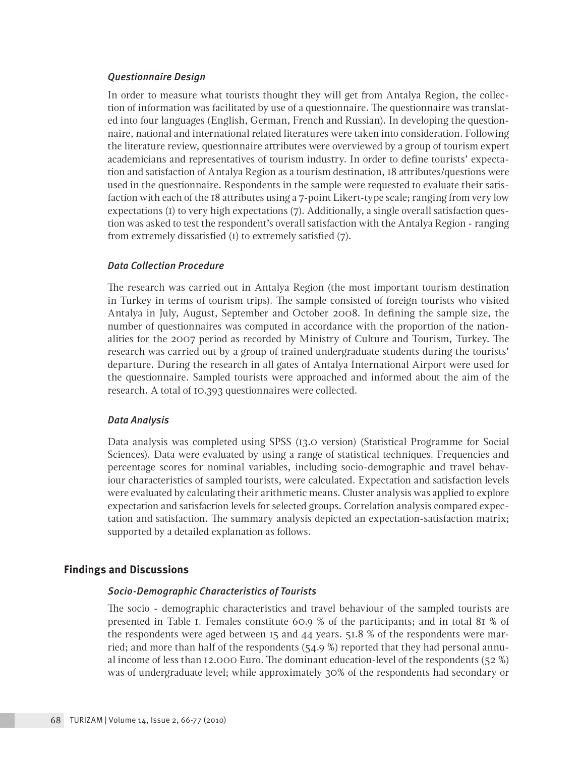### *Questionnaire Design*

In order to measure what tourists thought they will get from Antalya Region, the collection of information was facilitated by use of a questionnaire. The questionnaire was translated into four languages (English, German, French and Russian). In developing the questionnaire, national and international related literatures were taken into consideration. Following the literature review, questionnaire attributes were overviewed by a group of tourism expert academicians and representatives of tourism industry. In order to define tourists' expectation and satisfaction of Antalya Region as a tourism destination, 18 attributes/questions were used in the questionnaire. Respondents in the sample were requested to evaluate their satisfaction with each of the 18 attributes using a 7-point Likert-type scale; ranging from very low expectations (1) to very high expectations (7). Additionally, a single overall satisfaction question was asked to test the respondent's overall satisfaction with the Antalya Region - ranging from extremely dissatisfied (1) to extremely satisfied (7).

### *Data Collection Procedure*

The research was carried out in Antalya Region (the most important tourism destination in Turkey in terms of tourism trips). The sample consisted of foreign tourists who visited Antalya in July, August, September and October 2008. In defining the sample size, the number of questionnaires was computed in accordance with the proportion of the nationalities for the 2007 period as recorded by Ministry of Culture and Tourism, Turkey. The research was carried out by a group of trained undergraduate students during the tourists' departure. During the research in all gates of Antalya International Airport were used for the questionnaire. Sampled tourists were approached and informed about the aim of the research. A total of 10.393 questionnaires were collected.

### *Data Analysis*

Data analysis was completed using SPSS (13.0 version) (Statistical Programme for Social Sciences). Data were evaluated by using a range of statistical techniques. Frequencies and percentage scores for nominal variables, including socio-demographic and travel behaviour characteristics of sampled tourists, were calculated. Expectation and satisfaction levels were evaluated by calculating their arithmetic means. Cluster analysis was applied to explore expectation and satisfaction levels for selected groups. Correlation analysis compared expectation and satisfaction. The summary analysis depicted an expectation-satisfaction matrix; supported by a detailed explanation as follows.

## **Findings and Discussions**

### *Socio-Demographic Characteristics of Tourists*

The socio - demographic characteristics and travel behaviour of the sampled tourists are presented in Table 1. Females constitute 60.9 % of the participants; and in total 81 % of the respondents were aged between 15 and 44 years. 51.8 % of the respondents were married; and more than half of the respondents (54.9 %) reported that they had personal annual income of less than 12.000 Euro. The dominant education-level of the respondents (52 %) was of undergraduate level; while approximately 30% of the respondents had secondary or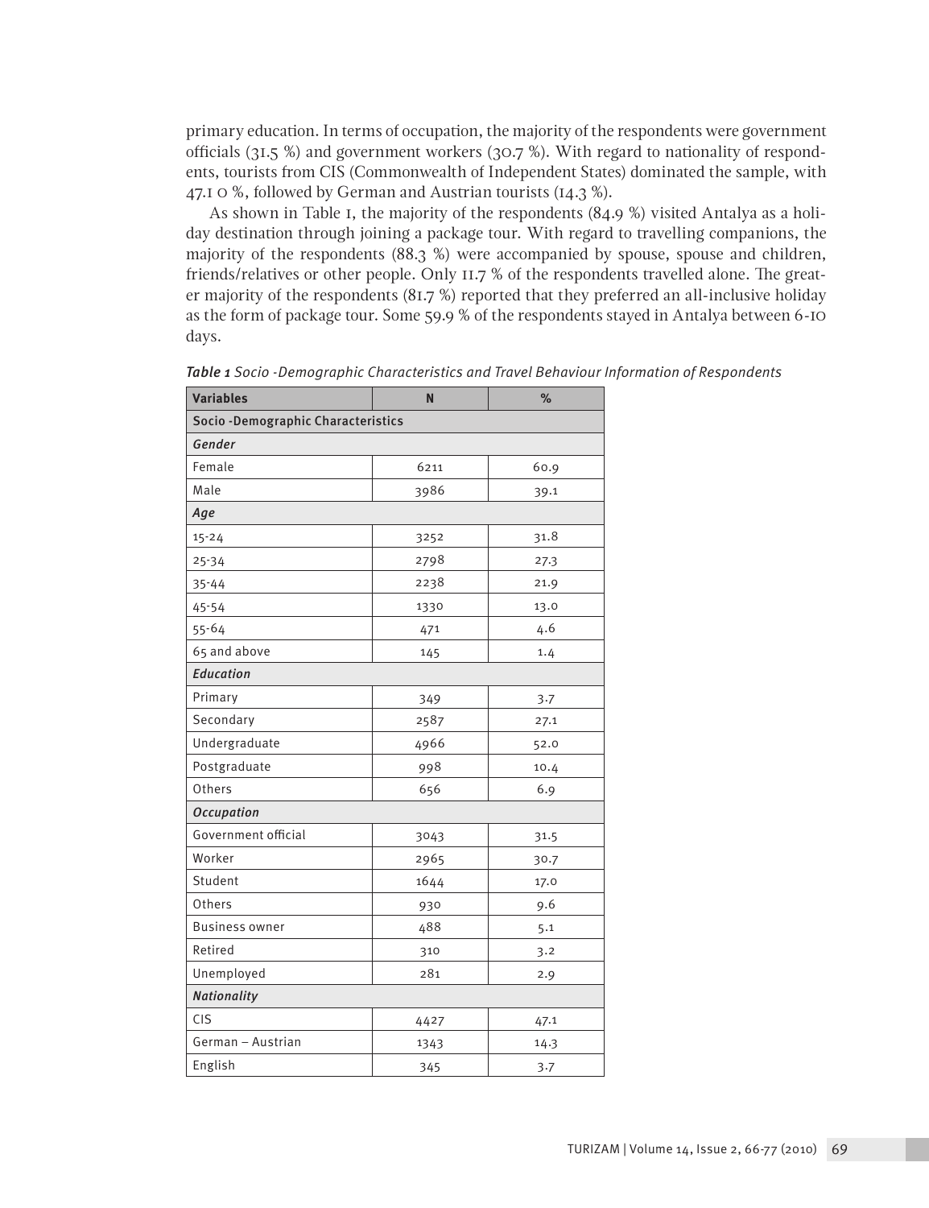primary education. In terms of occupation, the majority of the respondents were government officials (31.5 %) and government workers (30.7 %). With regard to nationality of respondents, tourists from CIS (Commonwealth of Independent States) dominated the sample, with 47.1 0 %, followed by German and Austrian tourists (14.3 %).

As shown in Table 1, the majority of the respondents (84.9 %) visited Antalya as a holiday destination through joining a package tour. With regard to travelling companions, the majority of the respondents (88.3 %) were accompanied by spouse, spouse and children, friends/relatives or other people. Only 11.7 % of the respondents travelled alone. The greater majority of the respondents (81.7 %) reported that they preferred an all-inclusive holiday as the form of package tour. Some 59.9 % of the respondents stayed in Antalya between 6-10 days.

***Table 1** Socio -Demographic Characteristics and Travel Behaviour Information of Respondents*

| Variables | N | % |
|---|---|---|
| **Socio -Demographic Characteristics** | | |
| *Gender* | | |
| Female | 6211 | 60.9 |
| Male | 3986 | 39.1 |
| *Age* | | |
| 15-24 | 3252 | 31.8 |
| 25-34 | 2798 | 27.3 |
| 35-44 | 2238 | 21.9 |
| 45-54 | 1330 | 13.0 |
| 55-64 | 471 | 4.6 |
| 65 and above | 145 | 1.4 |
| *Education* | | |
| Primary | 349 | 3.7 |
| Secondary | 2587 | 27.1 |
| Undergraduate | 4966 | 52.0 |
| Postgraduate | 998 | 10.4 |
| Others | 656 | 6.9 |
| *Occupation* | | |
| Government official | 3043 | 31.5 |
| Worker | 2965 | 30.7 |
| Student | 1644 | 17.0 |
| Others | 930 | 9.6 |
| Business owner | 488 | 5.1 |
| Retired | 310 | 3.2 |
| Unemployed | 281 | 2.9 |
| *Nationality* | | |
| CIS | 4427 | 47.1 |
| German – Austrian | 1343 | 14.3 |
| English | 345 | 3.7 |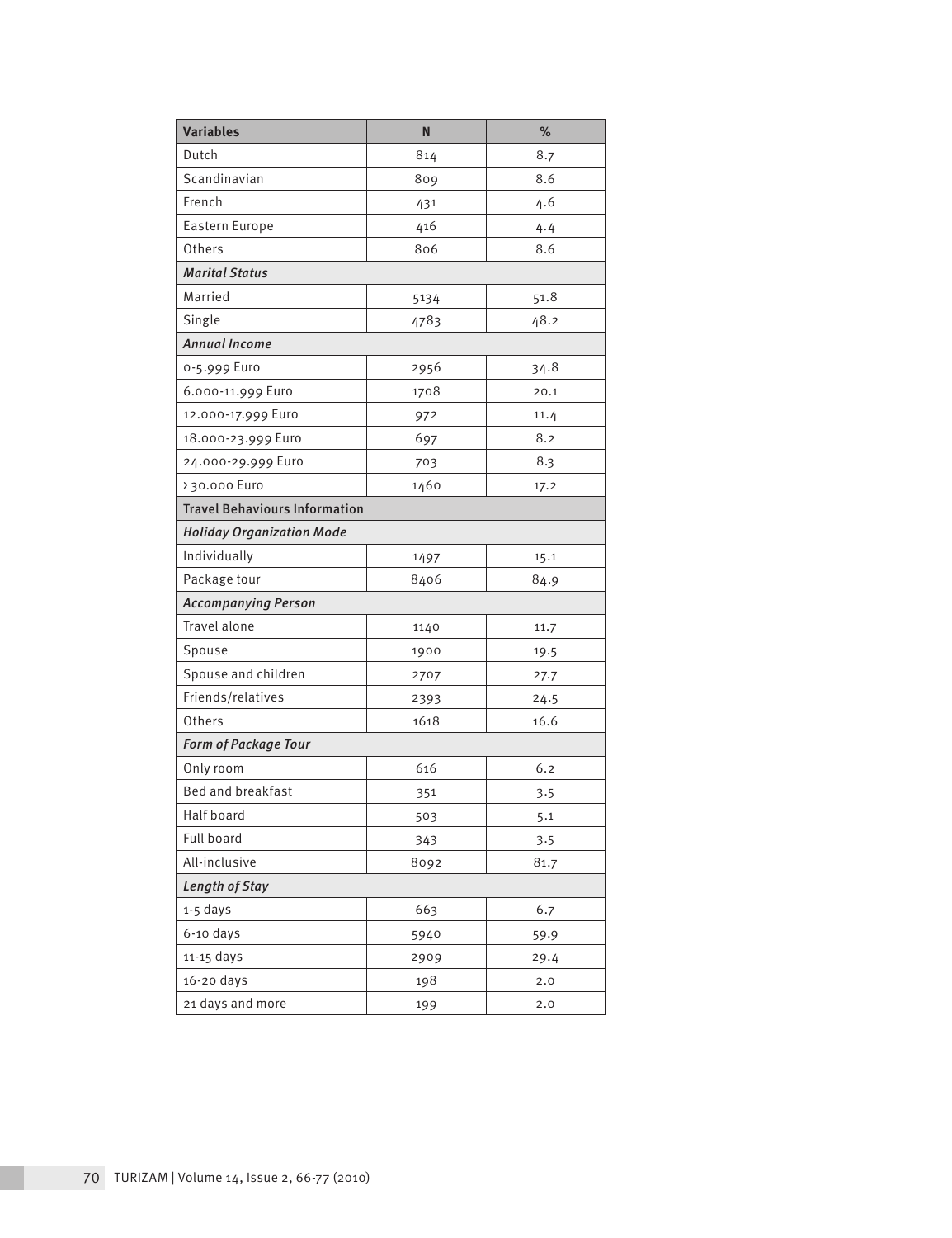| Variables | N | % |
|---|---|---|
| Dutch | 814 | 8.7 |
| Scandinavian | 809 | 8.6 |
| French | 431 | 4.6 |
| Eastern Europe | 416 | 4.4 |
| Others | 806 | 8.6 |
| *Marital Status* | | |
| Married | 5134 | 51.8 |
| Single | 4783 | 48.2 |
| *Annual Income* | | |
| 0-5.999 Euro | 2956 | 34.8 |
| 6.000-11.999 Euro | 1708 | 20.1 |
| 12.000-17.999 Euro | 972 | 11.4 |
| 18.000-23.999 Euro | 697 | 8.2 |
| 24.000-29.999 Euro | 703 | 8.3 |
| > 30.000 Euro | 1460 | 17.2 |
| **Travel Behaviours Information** | | |
| *Holiday Organization Mode* | | |
| Individually | 1497 | 15.1 |
| Package tour | 8406 | 84.9 |
| *Accompanying Person* | | |
| Travel alone | 1140 | 11.7 |
| Spouse | 1900 | 19.5 |
| Spouse and children | 2707 | 27.7 |
| Friends/relatives | 2393 | 24.5 |
| Others | 1618 | 16.6 |
| *Form of Package Tour* | | |
| Only room | 616 | 6.2 |
| Bed and breakfast | 351 | 3.5 |
| Half board | 503 | 5.1 |
| Full board | 343 | 3.5 |
| All-inclusive | 8092 | 81.7 |
| *Length of Stay* | | |
| 1-5 days | 663 | 6.7 |
| 6-10 days | 5940 | 59.9 |
| 11-15 days | 2909 | 29.4 |
| 16-20 days | 198 | 2.0 |
| 21 days and more | 199 | 2.0 |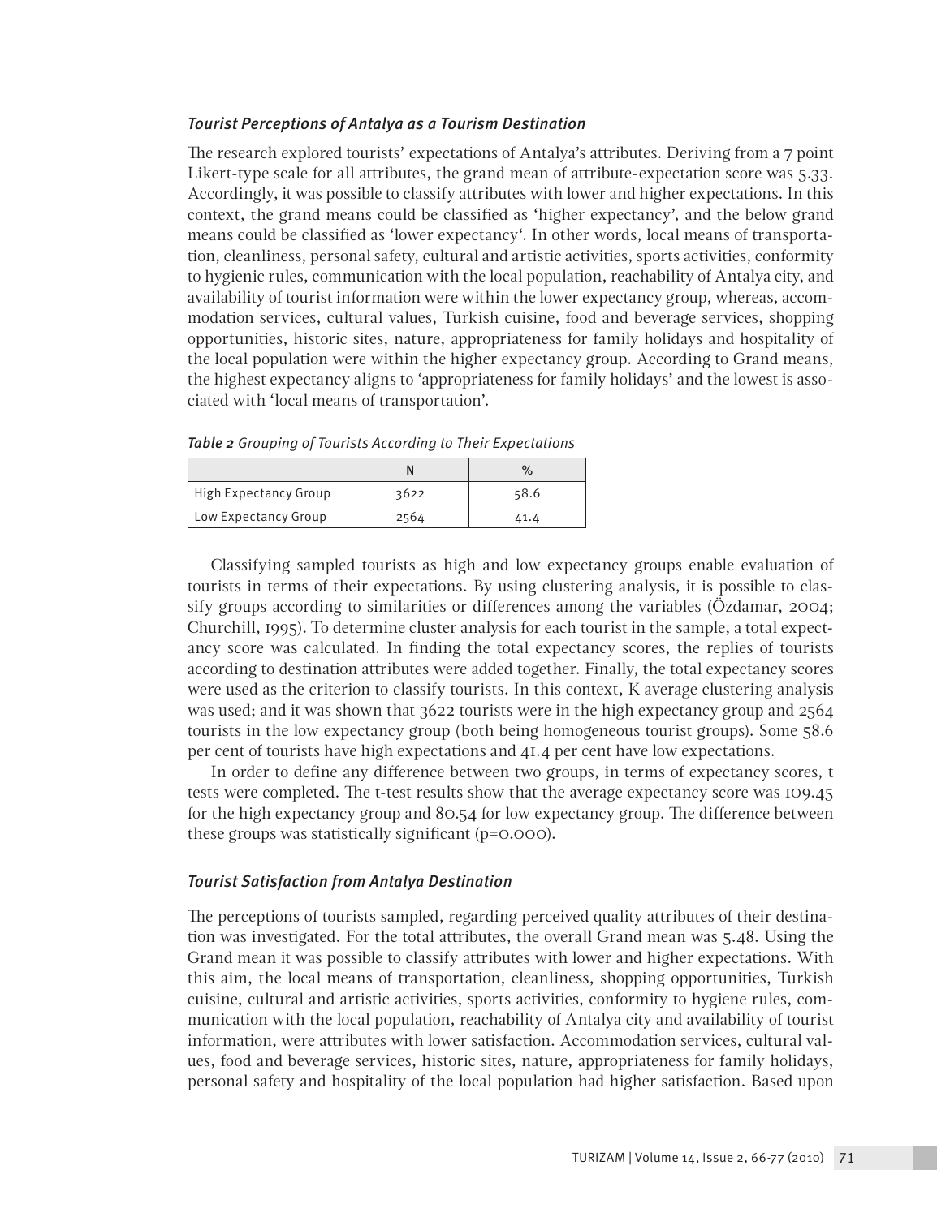### *Tourist Perceptions of Antalya as a Tourism Destination*

The research explored tourists' expectations of Antalya's attributes. Deriving from a 7 point Likert-type scale for all attributes, the grand mean of attribute-expectation score was 5.33. Accordingly, it was possible to classify attributes with lower and higher expectations. In this context, the grand means could be classified as 'higher expectancy', and the below grand means could be classified as 'lower expectancy'. In other words, local means of transportation, cleanliness, personal safety, cultural and artistic activities, sports activities, conformity to hygienic rules, communication with the local population, reachability of Antalya city, and availability of tourist information were within the lower expectancy group, whereas, accommodation services, cultural values, Turkish cuisine, food and beverage services, shopping opportunities, historic sites, nature, appropriateness for family holidays and hospitality of the local population were within the higher expectancy group. According to Grand means, the highest expectancy aligns to 'appropriateness for family holidays' and the lowest is associated with 'local means of transportation'.

***Table 2*** *Grouping of Tourists According to Their Expectations*

| | N | % |
|---|---|---|
| High Expectancy Group | 3622 | 58.6 |
| Low Expectancy Group | 2564 | 41.4 |

Classifying sampled tourists as high and low expectancy groups enable evaluation of tourists in terms of their expectations. By using clustering analysis, it is possible to classify groups according to similarities or differences among the variables (Özdamar, 2004; Churchill, 1995). To determine cluster analysis for each tourist in the sample, a total expectancy score was calculated. In finding the total expectancy scores, the replies of tourists according to destination attributes were added together. Finally, the total expectancy scores were used as the criterion to classify tourists. In this context, K average clustering analysis was used; and it was shown that 3622 tourists were in the high expectancy group and 2564 tourists in the low expectancy group (both being homogeneous tourist groups). Some 58.6 per cent of tourists have high expectations and 41.4 per cent have low expectations.

In order to define any difference between two groups, in terms of expectancy scores, t tests were completed. The t-test results show that the average expectancy score was 109.45 for the high expectancy group and 80.54 for low expectancy group. The difference between these groups was statistically significant ($p=0.000$).

### *Tourist Satisfaction from Antalya Destination*

The perceptions of tourists sampled, regarding perceived quality attributes of their destination was investigated. For the total attributes, the overall Grand mean was 5.48. Using the Grand mean it was possible to classify attributes with lower and higher expectations. With this aim, the local means of transportation, cleanliness, shopping opportunities, Turkish cuisine, cultural and artistic activities, sports activities, conformity to hygiene rules, communication with the local population, reachability of Antalya city and availability of tourist information, were attributes with lower satisfaction. Accommodation services, cultural values, food and beverage services, historic sites, nature, appropriateness for family holidays, personal safety and hospitality of the local population had higher satisfaction. Based upon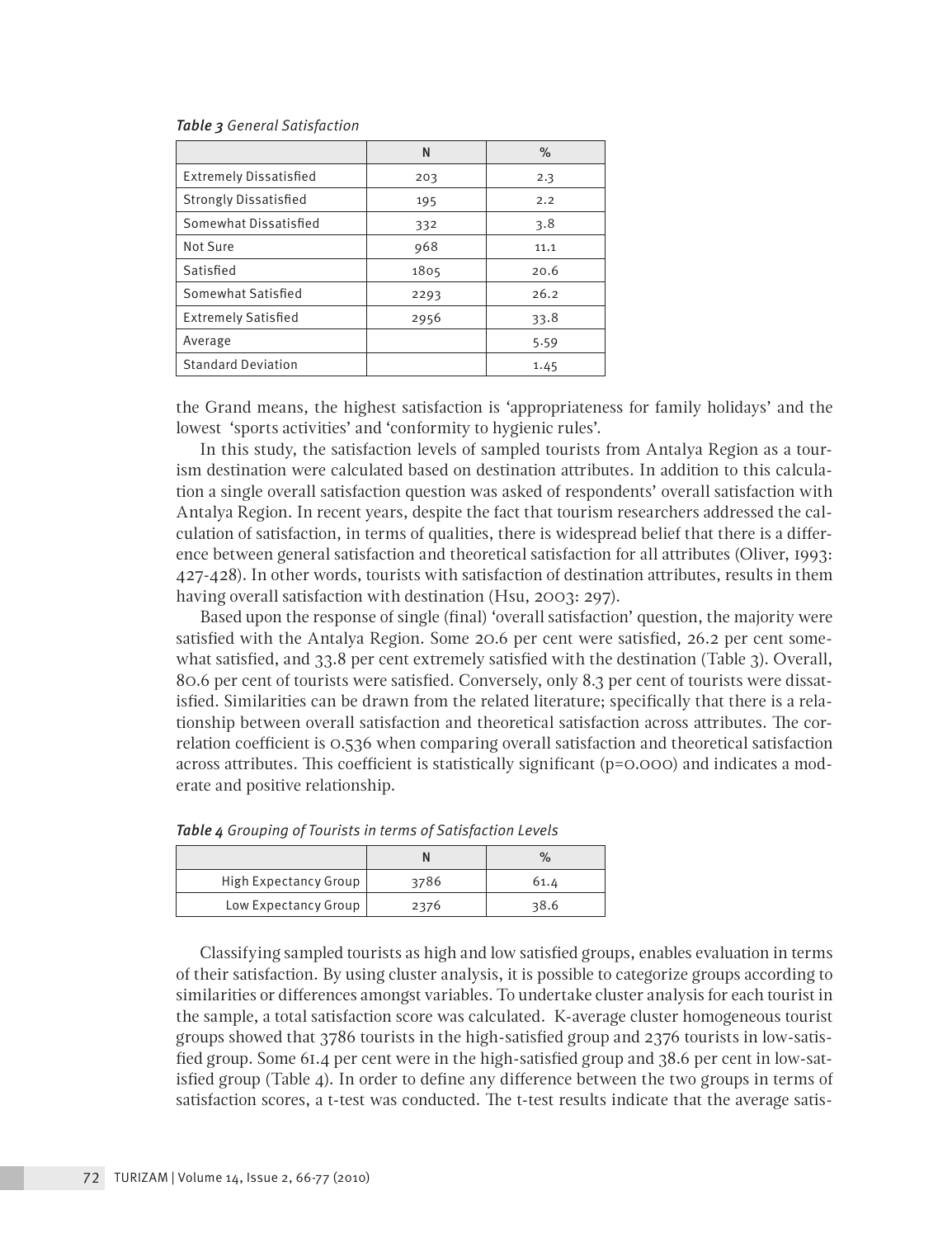*Table 3* General Satisfaction

| | N | % |
|---|---|---|
| Extremely Dissatisfied | 203 | 2.3 |
| Strongly Dissatisfied | 195 | 2.2 |
| Somewhat Dissatisfied | 332 | 3.8 |
| Not Sure | 968 | 11.1 |
| Satisfied | 1805 | 20.6 |
| Somewhat Satisfied | 2293 | 26.2 |
| Extremely Satisfied | 2956 | 33.8 |
| Average | | 5.59 |
| Standard Deviation | | 1.45 |

the Grand means, the highest satisfaction is 'appropriateness for family holidays' and the lowest 'sports activities' and 'conformity to hygienic rules'.

In this study, the satisfaction levels of sampled tourists from Antalya Region as a tourism destination were calculated based on destination attributes. In addition to this calculation a single overall satisfaction question was asked of respondents' overall satisfaction with Antalya Region. In recent years, despite the fact that tourism researchers addressed the calculation of satisfaction, in terms of qualities, there is widespread belief that there is a difference between general satisfaction and theoretical satisfaction for all attributes (Oliver, 1993: 427-428). In other words, tourists with satisfaction of destination attributes, results in them having overall satisfaction with destination (Hsu, 2003: 297).

Based upon the response of single (final) 'overall satisfaction' question, the majority were satisfied with the Antalya Region. Some 20.6 per cent were satisfied, 26.2 per cent somewhat satisfied, and 33.8 per cent extremely satisfied with the destination (Table 3). Overall, 80.6 per cent of tourists were satisfied. Conversely, only 8.3 per cent of tourists were dissatisfied. Similarities can be drawn from the related literature; specifically that there is a relationship between overall satisfaction and theoretical satisfaction across attributes. The correlation coefficient is 0.536 when comparing overall satisfaction and theoretical satisfaction across attributes. This coefficient is statistically significant ($p=0.000$) and indicates a moderate and positive relationship.

*Table 4* Grouping of Tourists in terms of Satisfaction Levels

| | N | % |
|---|---|---|
| High Expectancy Group | 3786 | 61.4 |
| Low Expectancy Group | 2376 | 38.6 |

Classifying sampled tourists as high and low satisfied groups, enables evaluation in terms of their satisfaction. By using cluster analysis, it is possible to categorize groups according to similarities or differences amongst variables. To undertake cluster analysis for each tourist in the sample, a total satisfaction score was calculated. K-average cluster homogeneous tourist groups showed that 3786 tourists in the high-satisfied group and 2376 tourists in low-satisfied group. Some 61.4 per cent were in the high-satisfied group and 38.6 per cent in low-satisfied group (Table 4). In order to define any difference between the two groups in terms of satisfaction scores, a t-test was conducted. The t-test results indicate that the average satis-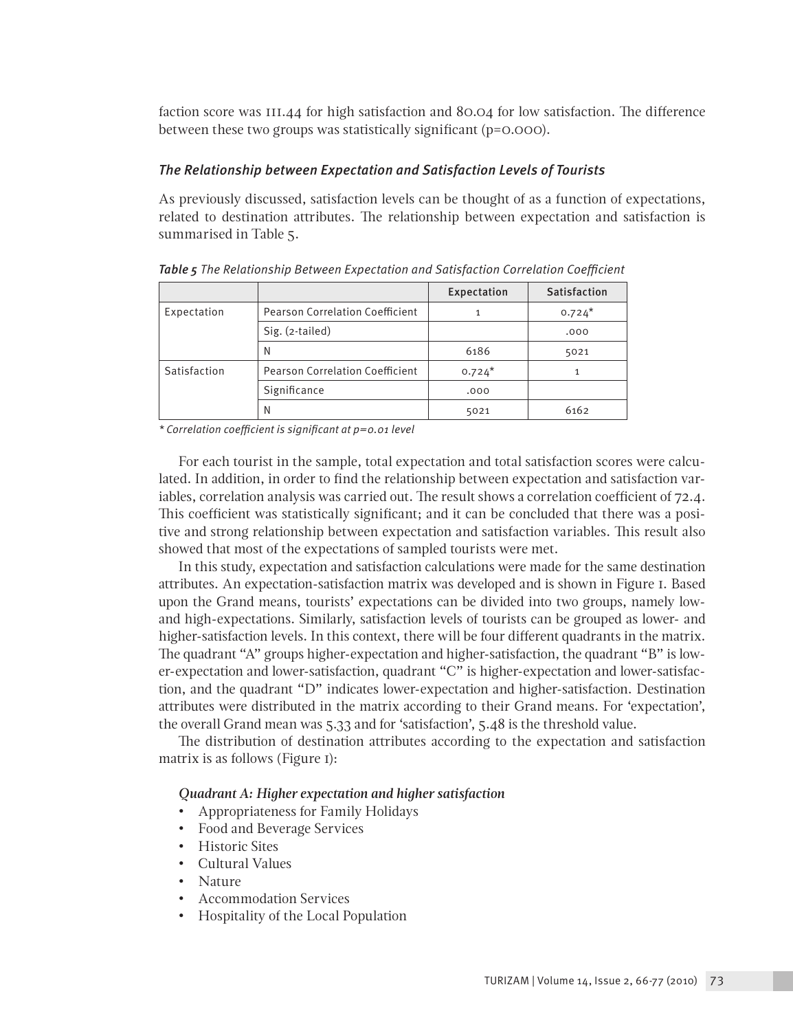faction score was 111.44 for high satisfaction and 80.04 for low satisfaction. The difference between these two groups was statistically significant (p=0.000).

### *The Relationship between Expectation and Satisfaction Levels of Tourists*

As previously discussed, satisfaction levels can be thought of as a function of expectations, related to destination attributes. The relationship between expectation and satisfaction is summarised in Table 5.

***Table 5*** *The Relationship Between Expectation and Satisfaction Correlation Coefficient*

| | | Expectation | Satisfaction |
|---|---|---|---|
| Expectation | Pearson Correlation Coefficient | 1 | 0.724* |
| | Sig. (2-tailed) | | .000 |
| | N | 6186 | 5021 |
| Satisfaction | Pearson Correlation Coefficient | 0.724* | 1 |
| | Significance | .000 | |
| | N | 5021 | 6162 |

*\* Correlation coefficient is significant at p=0.01 level*

For each tourist in the sample, total expectation and total satisfaction scores were calculated. In addition, in order to find the relationship between expectation and satisfaction variables, correlation analysis was carried out. The result shows a correlation coefficient of 72.4. This coefficient was statistically significant; and it can be concluded that there was a positive and strong relationship between expectation and satisfaction variables. This result also showed that most of the expectations of sampled tourists were met.

In this study, expectation and satisfaction calculations were made for the same destination attributes. An expectation-satisfaction matrix was developed and is shown in Figure 1. Based upon the Grand means, tourists' expectations can be divided into two groups, namely low- and high-expectations. Similarly, satisfaction levels of tourists can be grouped as lower- and higher-satisfaction levels. In this context, there will be four different quadrants in the matrix. The quadrant "A" groups higher-expectation and higher-satisfaction, the quadrant "B" is lower-expectation and lower-satisfaction, quadrant "C" is higher-expectation and lower-satisfaction, and the quadrant "D" indicates lower-expectation and higher-satisfaction. Destination attributes were distributed in the matrix according to their Grand means. For 'expectation', the overall Grand mean was 5.33 and for 'satisfaction', 5.48 is the threshold value.

The distribution of destination attributes according to the expectation and satisfaction matrix is as follows (Figure 1):

***Quadrant A: Higher expectation and higher satisfaction***

- Appropriateness for Family Holidays
- Food and Beverage Services
- Historic Sites
- Cultural Values
- Nature
- Accommodation Services
- Hospitality of the Local Population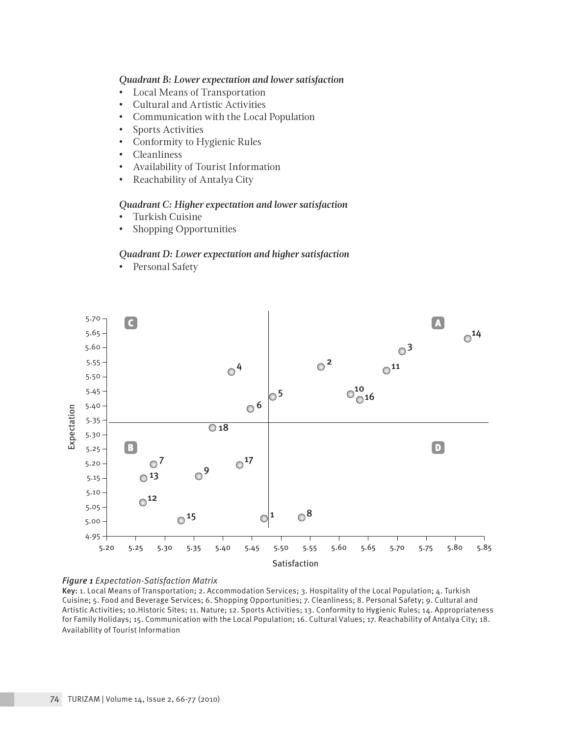*Quadrant B: Lower expectation and lower satisfaction*

- Local Means of Transportation
- Cultural and Artistic Activities
- Communication with the Local Population
- Sports Activities
- Conformity to Hygienic Rules
- Cleanliness
- Availability of Tourist Information
- Reachability of Antalya City

*Quadrant C: Higher expectation and lower satisfaction*

- Turkish Cuisine
- Shopping Opportunities

*Quadrant D: Lower expectation and higher satisfaction*

- Personal Safety

*Figure 1 Expectation-Satisfaction Matrix*

Key: 1. Local Means of Transportation; 2. Accommodation Services; 3. Hospitality of the Local Population; 4. Turkish Cuisine; 5. Food and Beverage Services; 6. Shopping Opportunities; 7. Cleanliness; 8. Personal Safety; 9. Cultural and Artistic Activities; 10.Historic Sites; 11. Nature; 12. Sports Activities; 13. Conformity to Hygienic Rules; 14. Appropriateness for Family Holidays; 15. Communication with the Local Population; 16. Cultural Values; 17. Reachability of Antalya City; 18. Availability of Tourist Information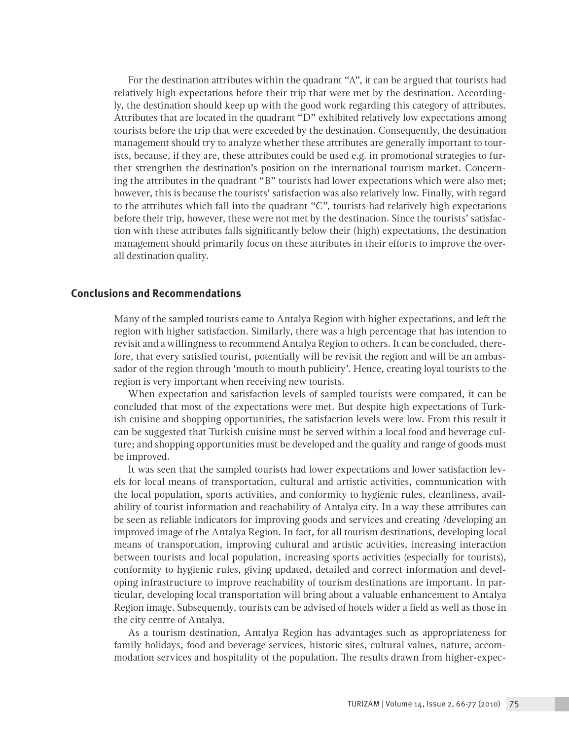For the destination attributes within the quadrant "A", it can be argued that tourists had relatively high expectations before their trip that were met by the destination. Accordingly, the destination should keep up with the good work regarding this category of attributes. Attributes that are located in the quadrant "D" exhibited relatively low expectations among tourists before the trip that were exceeded by the destination. Consequently, the destination management should try to analyze whether these attributes are generally important to tourists, because, if they are, these attributes could be used e.g. in promotional strategies to further strengthen the destination's position on the international tourism market. Concerning the attributes in the quadrant "B" tourists had lower expectations which were also met; however, this is because the tourists' satisfaction was also relatively low. Finally, with regard to the attributes which fall into the quadrant "C", tourists had relatively high expectations before their trip, however, these were not met by the destination. Since the tourists' satisfaction with these attributes falls significantly below their (high) expectations, the destination management should primarily focus on these attributes in their efforts to improve the overall destination quality.

## Conclusions and Recommendations

Many of the sampled tourists came to Antalya Region with higher expectations, and left the region with higher satisfaction. Similarly, there was a high percentage that has intention to revisit and a willingness to recommend Antalya Region to others. It can be concluded, therefore, that every satisfied tourist, potentially will be revisit the region and will be an ambassador of the region through 'mouth to mouth publicity'. Hence, creating loyal tourists to the region is very important when receiving new tourists.

When expectation and satisfaction levels of sampled tourists were compared, it can be concluded that most of the expectations were met. But despite high expectations of Turkish cuisine and shopping opportunities, the satisfaction levels were low. From this result it can be suggested that Turkish cuisine must be served within a local food and beverage culture; and shopping opportunities must be developed and the quality and range of goods must be improved.

It was seen that the sampled tourists had lower expectations and lower satisfaction levels for local means of transportation, cultural and artistic activities, communication with the local population, sports activities, and conformity to hygienic rules, cleanliness, availability of tourist information and reachability of Antalya city. In a way these attributes can be seen as reliable indicators for improving goods and services and creating /developing an improved image of the Antalya Region. In fact, for all tourism destinations, developing local means of transportation, improving cultural and artistic activities, increasing interaction between tourists and local population, increasing sports activities (especially for tourists), conformity to hygienic rules, giving updated, detailed and correct information and developing infrastructure to improve reachability of tourism destinations are important. In particular, developing local transportation will bring about a valuable enhancement to Antalya Region image. Subsequently, tourists can be advised of hotels wider a field as well as those in the city centre of Antalya.

As a tourism destination, Antalya Region has advantages such as appropriateness for family holidays, food and beverage services, historic sites, cultural values, nature, accommodation services and hospitality of the population. The results drawn from higher-expec-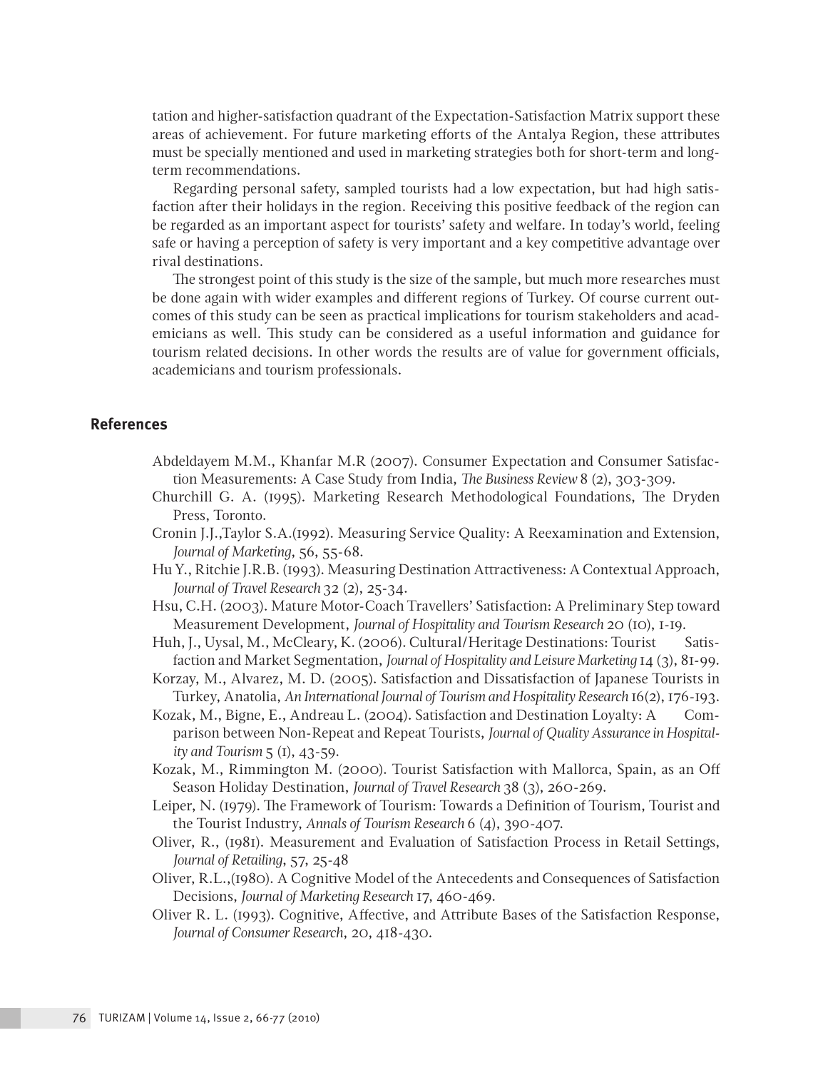tation and higher-satisfaction quadrant of the Expectation-Satisfaction Matrix support these areas of achievement. For future marketing efforts of the Antalya Region, these attributes must be specially mentioned and used in marketing strategies both for short-term and long-term recommendations.

Regarding personal safety, sampled tourists had a low expectation, but had high satisfaction after their holidays in the region. Receiving this positive feedback of the region can be regarded as an important aspect for tourists' safety and welfare. In today's world, feeling safe or having a perception of safety is very important and a key competitive advantage over rival destinations.

The strongest point of this study is the size of the sample, but much more researches must be done again with wider examples and different regions of Turkey. Of course current outcomes of this study can be seen as practical implications for tourism stakeholders and academicians as well. This study can be considered as a useful information and guidance for tourism related decisions. In other words the results are of value for government officials, academicians and tourism professionals.

## References

Abdeldayem M.M., Khanfar M.R (2007). Consumer Expectation and Consumer Satisfaction Measurements: A Case Study from India, *The Business Review* 8 (2), 303-309.

Churchill G. A. (1995). Marketing Research Methodological Foundations, The Dryden Press, Toronto.

Cronin J.J.,Taylor S.A.(1992). Measuring Service Quality: A Reexamination and Extension, *Journal of Marketing*, 56, 55-68.

Hu Y., Ritchie J.R.B. (1993). Measuring Destination Attractiveness: A Contextual Approach, *Journal of Travel Research* 32 (2), 25-34.

Hsu, C.H. (2003). Mature Motor-Coach Travellers' Satisfaction: A Preliminary Step toward Measurement Development, *Journal of Hospitality and Tourism Research* 20 (10), 1-19.

Huh, J., Uysal, M., McCleary, K. (2006). Cultural/Heritage Destinations: Tourist Satisfaction and Market Segmentation, *Journal of Hospitality and Leisure Marketing* 14 (3), 81-99.

Korzay, M., Alvarez, M. D. (2005). Satisfaction and Dissatisfaction of Japanese Tourists in Turkey, Anatolia, *An International Journal of Tourism and Hospitality Research* 16(2), 176-193.

Kozak, M., Bigne, E., Andreau L. (2004). Satisfaction and Destination Loyalty: A Comparison between Non-Repeat and Repeat Tourists, *Journal of Quality Assurance in Hospitality and Tourism* 5 (1), 43-59.

Kozak, M., Rimmington M. (2000). Tourist Satisfaction with Mallorca, Spain, as an Off Season Holiday Destination, *Journal of Travel Research* 38 (3), 260-269.

Leiper, N. (1979). The Framework of Tourism: Towards a Definition of Tourism, Tourist and the Tourist Industry, *Annals of Tourism Research* 6 (4), 390-407.

Oliver, R., (1981). Measurement and Evaluation of Satisfaction Process in Retail Settings, *Journal of Retailing*, 57, 25-48

Oliver, R.L.,(1980). A Cognitive Model of the Antecedents and Consequences of Satisfaction Decisions, *Journal of Marketing Research* 17, 460-469.

Oliver R. L. (1993). Cognitive, Affective, and Attribute Bases of the Satisfaction Response, *Journal of Consumer Research*, 20, 418-430.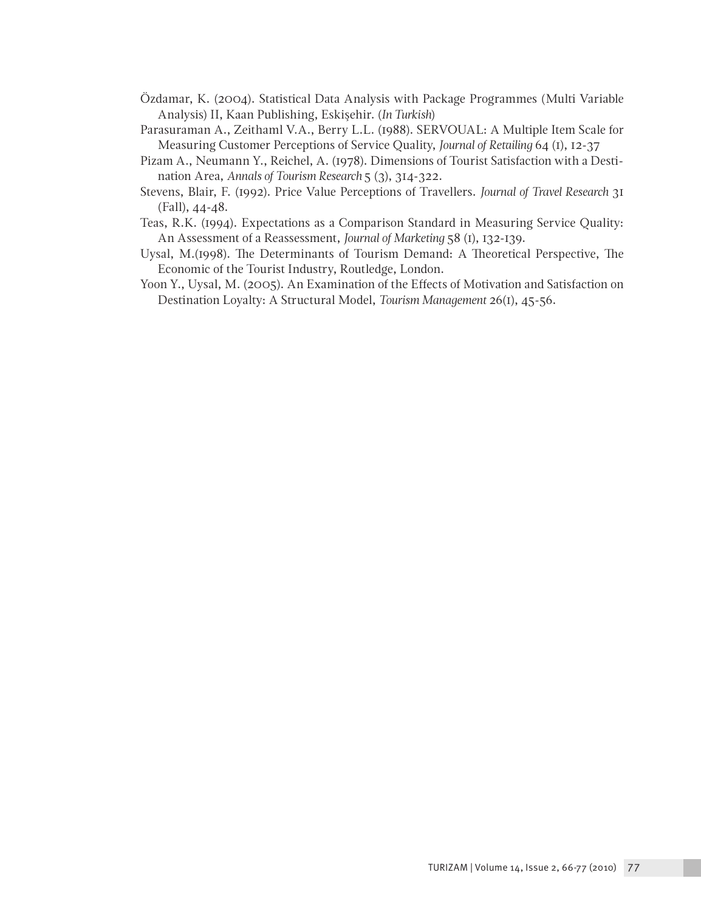Özdamar, K. (2004). Statistical Data Analysis with Package Programmes (Multi Variable Analysis) II, Kaan Publishing, Eskişehir. (*In Turkish*)

Parasuraman A., Zeithaml V.A., Berry L.L. (1988). SERVOUAL: A Multiple Item Scale for Measuring Customer Perceptions of Service Quality, *Journal of Retailing* 64 (1), 12-37

Pizam A., Neumann Y., Reichel, A. (1978). Dimensions of Tourist Satisfaction with a Destination Area, *Annals of Tourism Research* 5 (3), 314-322.

Stevens, Blair, F. (1992). Price Value Perceptions of Travellers. *Journal of Travel Research* 31 (Fall), 44-48.

Teas, R.K. (1994). Expectations as a Comparison Standard in Measuring Service Quality: An Assessment of a Reassessment, *Journal of Marketing* 58 (1), 132-139.

Uysal, M.(1998). The Determinants of Tourism Demand: A Theoretical Perspective, The Economic of the Tourist Industry, Routledge, London.

Yoon Y., Uysal, M. (2005). An Examination of the Effects of Motivation and Satisfaction on Destination Loyalty: A Structural Model, *Tourism Management* 26(1), 45-56.